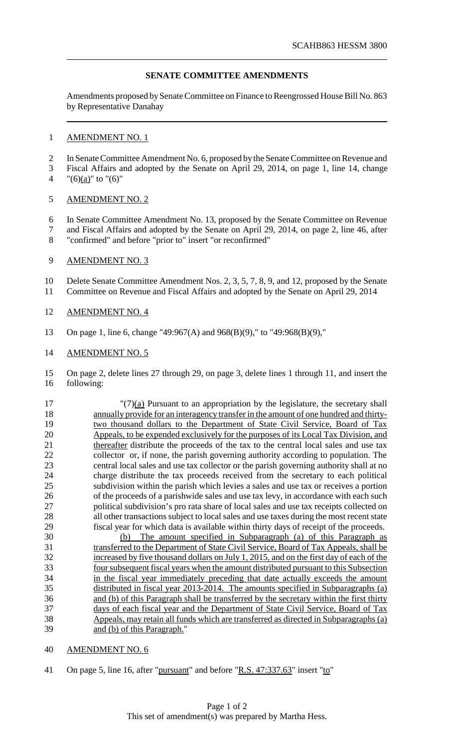## SENATE COMMITTEE AMENDMENTS

Amendments proposed by Senate Committee on Finance to Reengrossed House Bill No. 863 by Representative Danahay

AMENDMENT NO. 1

In Senate Committee Amendment No. 6, proposed by the Senate Committee on Revenue and Fiscal Affairs and adopted by the Senate on April 29, 2014, on page 1, line 14, change "(6)<u>(a)</u>" to "(6)"

AMENDMENT NO. 2

In Senate Committee Amendment No. 13, proposed by the Senate Committee on Revenue and Fiscal Affairs and adopted by the Senate on April 29, 2014, on page 2, line 46, after "confirmed" and before "prior to" insert "or reconfirmed"

AMENDMENT NO. 3

Delete Senate Committee Amendment Nos. 2, 3, 5, 7, 8, 9, and 12, proposed by the Senate Committee on Revenue and Fiscal Affairs and adopted by the Senate on April 29, 2014

AMENDMENT NO. 4

On page 1, line 6, change "49:967(A) and 968(B)(9)," to "49:968(B)(9),"

AMENDMENT NO. 5

On page 2, delete lines 27 through 29, on page 3, delete lines 1 through 11, and insert the following:

"(7)<u>(a)</u> Pursuant to an appropriation by the legislature, the secretary shall <u>annually provide for an interagency transfer in the amount of one hundred and thirty-two thousand dollars to the Department of State Civil Service, Board of Tax Appeals, to be expended exclusively for the purposes of its Local Tax Division, and thereafter</u> distribute the proceeds of the tax to the central local sales and use tax collector or, if none, the parish governing authority according to population. The central local sales and use tax collector or the parish governing authority shall at no charge distribute the tax proceeds received from the secretary to each political subdivision within the parish which levies a sales and use tax or receives a portion of the proceeds of a parishwide sales and use tax levy, in accordance with each such political subdivision's pro rata share of local sales and use tax receipts collected on all other transactions subject to local sales and use taxes during the most recent state fiscal year for which data is available within thirty days of receipt of the proceeds.

<u>(b) The amount specified in Subparagraph (a) of this Paragraph as transferred to the Department of State Civil Service, Board of Tax Appeals, shall be increased by five thousand dollars on July 1, 2015, and on the first day of each of the four subsequent fiscal years when the amount distributed pursuant to this Subsection in the fiscal year immediately preceding that date actually exceeds the amount distributed in fiscal year 2013-2014. The amounts specified in Subparagraphs (a) and (b) of this Paragraph shall be transferred by the secretary within the first thirty days of each fiscal year and the Department of State Civil Service, Board of Tax Appeals, may retain all funds which are transferred as directed in Subparagraphs (a) and (b) of this Paragraph.</u>"

AMENDMENT NO. 6

On page 5, line 16, after "<u>pursuant</u>" and before "<u>R.S. 47:337.63</u>" insert "<u>to</u>"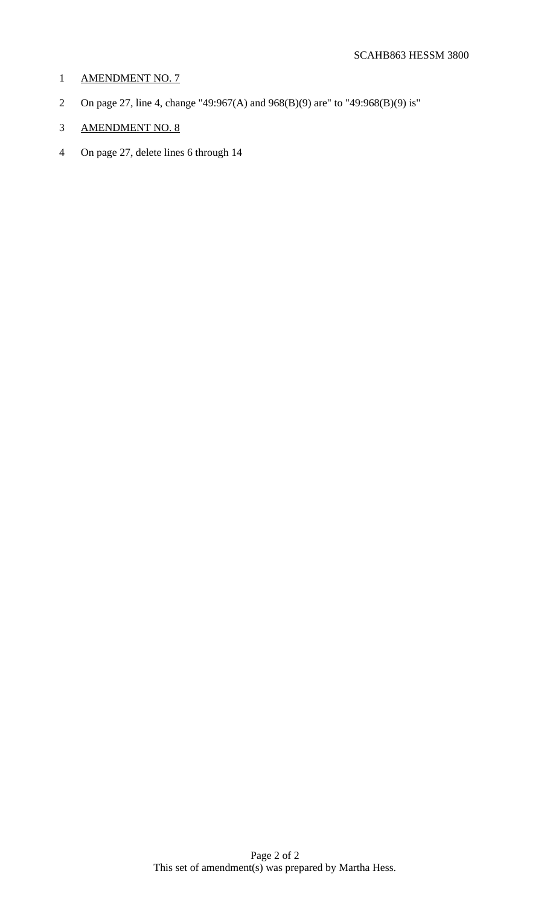<u>AMENDMENT NO. 7</u>

On page 27, line 4, change "49:967(A) and 968(B)(9) are" to "49:968(B)(9) is"

<u>AMENDMENT NO. 8</u>

On page 27, delete lines 6 through 14

This set of amendment(s) was prepared by Martha Hess.